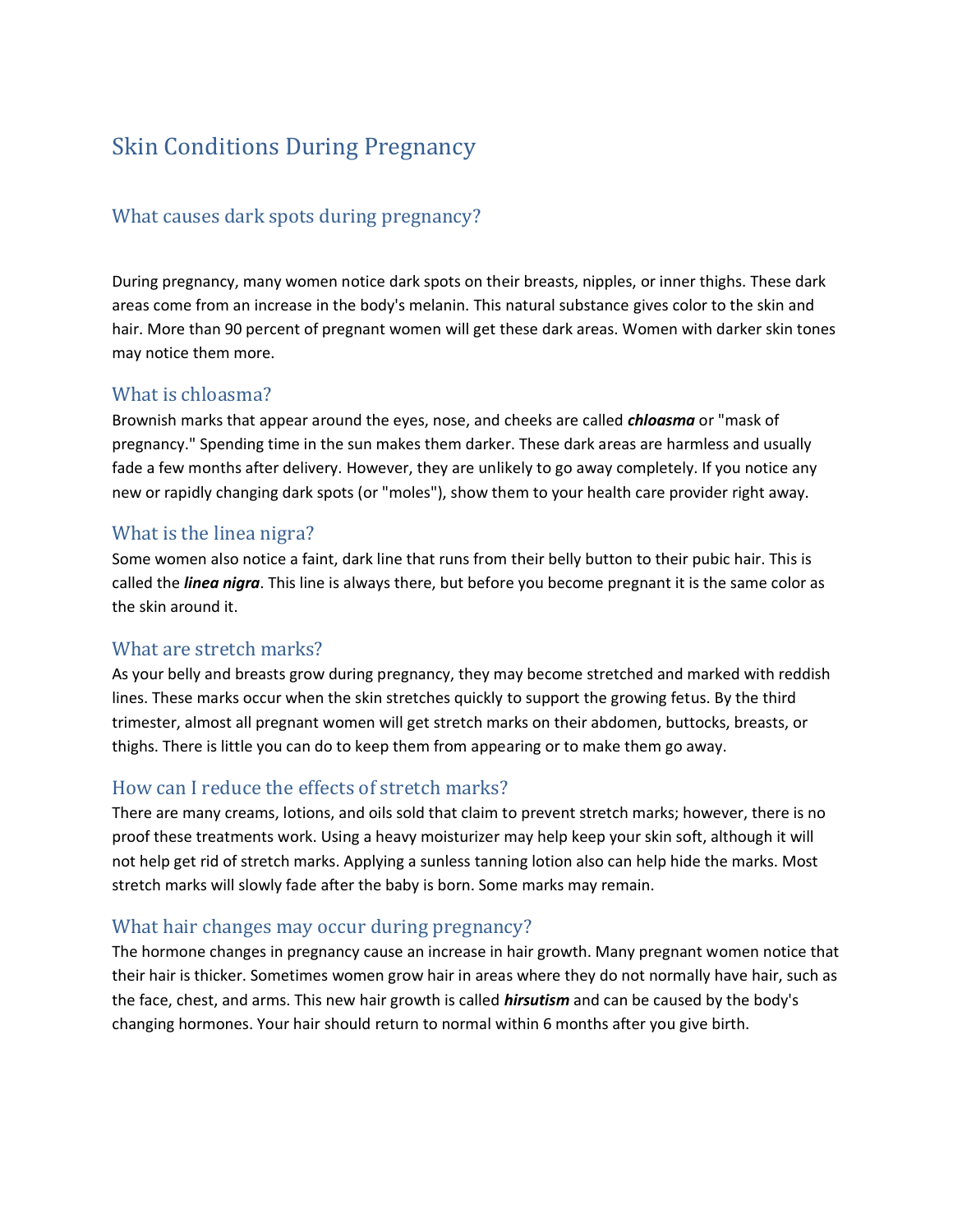# Skin Conditions During Pregnancy

## What causes dark spots during pregnancy?

During pregnancy, many women notice dark spots on their breasts, nipples, or inner thighs. These dark areas come from an increase in the body's melanin. This natural substance gives color to the skin and hair. More than 90 percent of pregnant women will get these dark areas. Women with darker skin tones may notice them more.

## What is chloasma?

Brownish marks that appear around the eyes, nose, and cheeks are called ***chloasma*** or "mask of pregnancy." Spending time in the sun makes them darker. These dark areas are harmless and usually fade a few months after delivery. However, they are unlikely to go away completely. If you notice any new or rapidly changing dark spots (or "moles"), show them to your health care provider right away.

## What is the linea nigra?

Some women also notice a faint, dark line that runs from their belly button to their pubic hair. This is called the ***linea nigra***. This line is always there, but before you become pregnant it is the same color as the skin around it.

## What are stretch marks?

As your belly and breasts grow during pregnancy, they may become stretched and marked with reddish lines. These marks occur when the skin stretches quickly to support the growing fetus. By the third trimester, almost all pregnant women will get stretch marks on their abdomen, buttocks, breasts, or thighs. There is little you can do to keep them from appearing or to make them go away.

## How can I reduce the effects of stretch marks?

There are many creams, lotions, and oils sold that claim to prevent stretch marks; however, there is no proof these treatments work. Using a heavy moisturizer may help keep your skin soft, although it will not help get rid of stretch marks. Applying a sunless tanning lotion also can help hide the marks. Most stretch marks will slowly fade after the baby is born. Some marks may remain.

## What hair changes may occur during pregnancy?

The hormone changes in pregnancy cause an increase in hair growth. Many pregnant women notice that their hair is thicker. Sometimes women grow hair in areas where they do not normally have hair, such as the face, chest, and arms. This new hair growth is called ***hirsutism*** and can be caused by the body's changing hormones. Your hair should return to normal within 6 months after you give birth.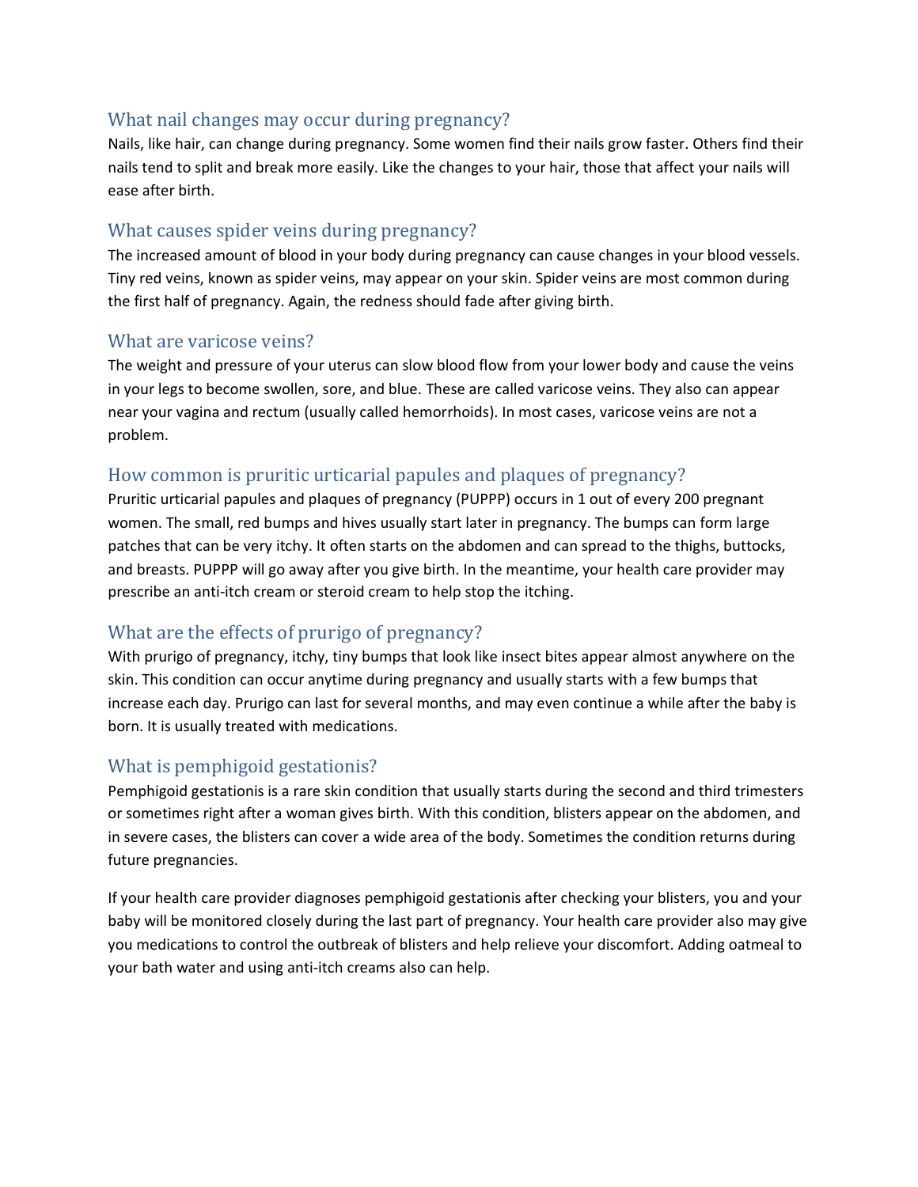## What nail changes may occur during pregnancy?

Nails, like hair, can change during pregnancy. Some women find their nails grow faster. Others find their nails tend to split and break more easily. Like the changes to your hair, those that affect your nails will ease after birth.

## What causes spider veins during pregnancy?

The increased amount of blood in your body during pregnancy can cause changes in your blood vessels. Tiny red veins, known as spider veins, may appear on your skin. Spider veins are most common during the first half of pregnancy. Again, the redness should fade after giving birth.

## What are varicose veins?

The weight and pressure of your uterus can slow blood flow from your lower body and cause the veins in your legs to become swollen, sore, and blue. These are called varicose veins. They also can appear near your vagina and rectum (usually called hemorrhoids). In most cases, varicose veins are not a problem.

## How common is pruritic urticarial papules and plaques of pregnancy?

Pruritic urticarial papules and plaques of pregnancy (PUPPP) occurs in 1 out of every 200 pregnant women. The small, red bumps and hives usually start later in pregnancy. The bumps can form large patches that can be very itchy. It often starts on the abdomen and can spread to the thighs, buttocks, and breasts. PUPPP will go away after you give birth. In the meantime, your health care provider may prescribe an anti-itch cream or steroid cream to help stop the itching.

## What are the effects of prurigo of pregnancy?

With prurigo of pregnancy, itchy, tiny bumps that look like insect bites appear almost anywhere on the skin. This condition can occur anytime during pregnancy and usually starts with a few bumps that increase each day. Prurigo can last for several months, and may even continue a while after the baby is born. It is usually treated with medications.

## What is pemphigoid gestationis?

Pemphigoid gestationis is a rare skin condition that usually starts during the second and third trimesters or sometimes right after a woman gives birth. With this condition, blisters appear on the abdomen, and in severe cases, the blisters can cover a wide area of the body. Sometimes the condition returns during future pregnancies.

If your health care provider diagnoses pemphigoid gestationis after checking your blisters, you and your baby will be monitored closely during the last part of pregnancy. Your health care provider also may give you medications to control the outbreak of blisters and help relieve your discomfort. Adding oatmeal to your bath water and using anti-itch creams also can help.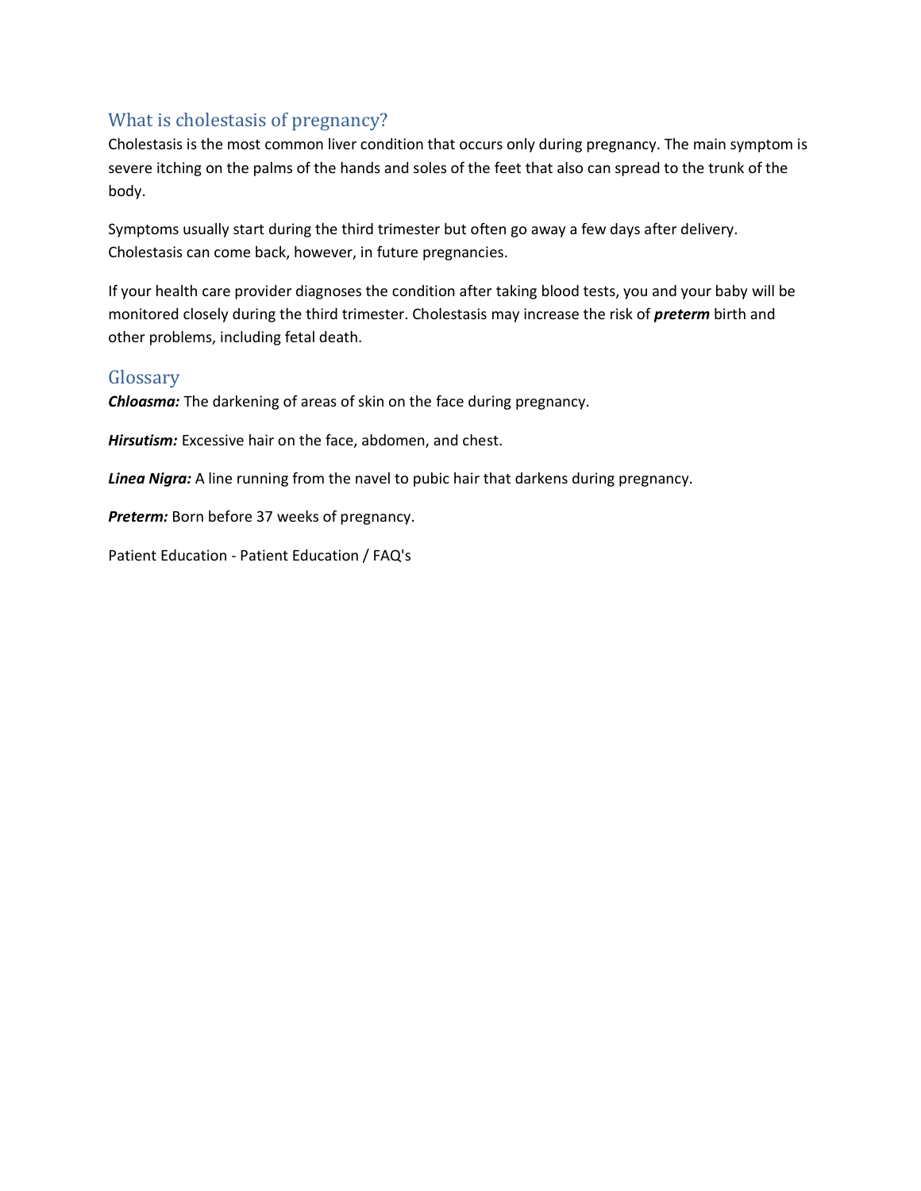## What is cholestasis of pregnancy?

Cholestasis is the most common liver condition that occurs only during pregnancy. The main symptom is severe itching on the palms of the hands and soles of the feet that also can spread to the trunk of the body.

Symptoms usually start during the third trimester but often go away a few days after delivery. Cholestasis can come back, however, in future pregnancies.

If your health care provider diagnoses the condition after taking blood tests, you and your baby will be monitored closely during the third trimester. Cholestasis may increase the risk of ***preterm*** birth and other problems, including fetal death.

## Glossary

***Chloasma:*** The darkening of areas of skin on the face during pregnancy.

***Hirsutism:*** Excessive hair on the face, abdomen, and chest.

***Linea Nigra:*** A line running from the navel to pubic hair that darkens during pregnancy.

***Preterm:*** Born before 37 weeks of pregnancy.

Patient Education - Patient Education / FAQ's